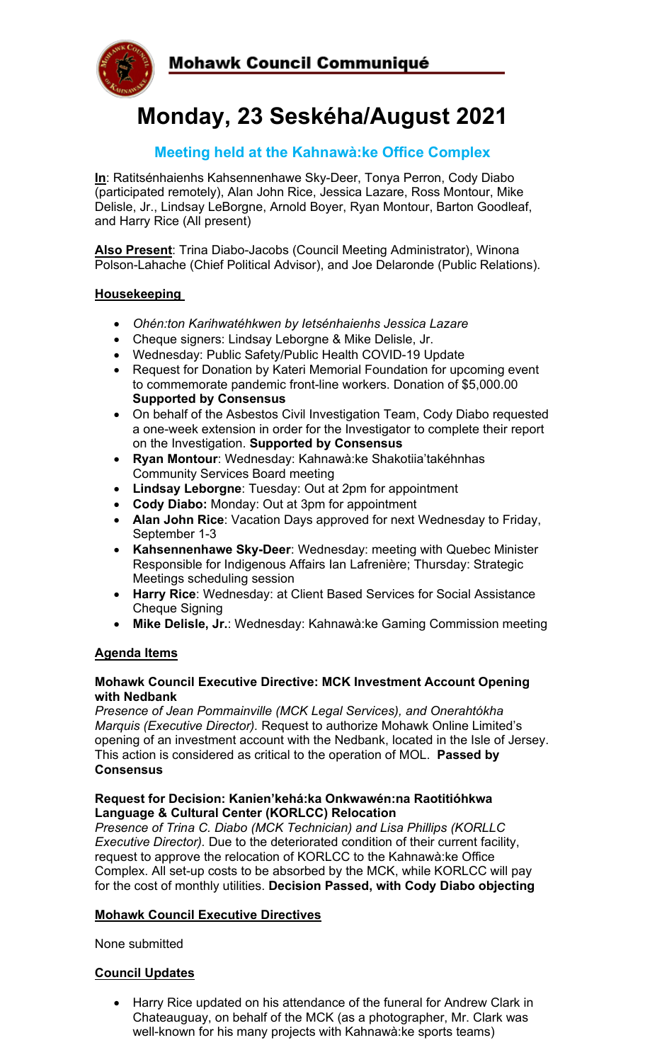# Mohawk Council Communiqué

# Monday, 23 Seskéha/August 2021

### Meeting held at the Kahnawà:ke Office Complex

**In**: Ratitsénhaienhs Kahsennenhawe Sky-Deer, Tonya Perron, Cody Diabo (participated remotely), Alan John Rice, Jessica Lazare, Ross Montour, Mike Delisle, Jr., Lindsay LeBorgne, Arnold Boyer, Ryan Montour, Barton Goodleaf, and Harry Rice (All present)

**Also Present**: Trina Diabo-Jacobs (Council Meeting Administrator), Winona Polson-Lahache (Chief Political Advisor), and Joe Delaronde (Public Relations).

**Housekeeping**

- *Ohén:ton Karihwatéhkwen by Ietsénhaienhs Jessica Lazare*
- Cheque signers: Lindsay Leborgne & Mike Delisle, Jr.
- Wednesday: Public Safety/Public Health COVID-19 Update
- Request for Donation by Kateri Memorial Foundation for upcoming event to commemorate pandemic front-line workers. Donation of $5,000.00 **Supported by Consensus**
- On behalf of the Asbestos Civil Investigation Team, Cody Diabo requested a one-week extension in order for the Investigator to complete their report on the Investigation. **Supported by Consensus**
- **Ryan Montour**: Wednesday: Kahnawà:ke Shakotiia'takéhnhas Community Services Board meeting
- **Lindsay Leborgne**: Tuesday: Out at 2pm for appointment
- **Cody Diabo:** Monday: Out at 3pm for appointment
- **Alan John Rice**: Vacation Days approved for next Wednesday to Friday, September 1-3
- **Kahsennenhawe Sky-Deer**: Wednesday: meeting with Quebec Minister Responsible for Indigenous Affairs Ian Lafrenière; Thursday: Strategic Meetings scheduling session
- **Harry Rice**: Wednesday: at Client Based Services for Social Assistance Cheque Signing
- **Mike Delisle, Jr.**: Wednesday: Kahnawà:ke Gaming Commission meeting

**Agenda Items**

**Mohawk Council Executive Directive: MCK Investment Account Opening with Nedbank**

*Presence of Jean Pommainville (MCK Legal Services), and Onerahtókha Marquis (Executive Director).* Request to authorize Mohawk Online Limited's opening of an investment account with the Nedbank, located in the Isle of Jersey. This action is considered as critical to the operation of MOL. **Passed by Consensus**

**Request for Decision: Kanien'kehá:ka Onkwawén:na Raotitióhkwa Language & Cultural Center (KORLCC) Relocation**

*Presence of Trina C. Diabo (MCK Technician) and Lisa Phillips (KORLLC Executive Director).* Due to the deteriorated condition of their current facility, request to approve the relocation of KORLCC to the Kahnawà:ke Office Complex. All set-up costs to be absorbed by the MCK, while KORLCC will pay for the cost of monthly utilities. **Decision Passed, with Cody Diabo objecting**

**Mohawk Council Executive Directives**

None submitted

**Council Updates**

- Harry Rice updated on his attendance of the funeral for Andrew Clark in Chateauguay, on behalf of the MCK (as a photographer, Mr. Clark was well-known for his many projects with Kahnawà:ke sports teams)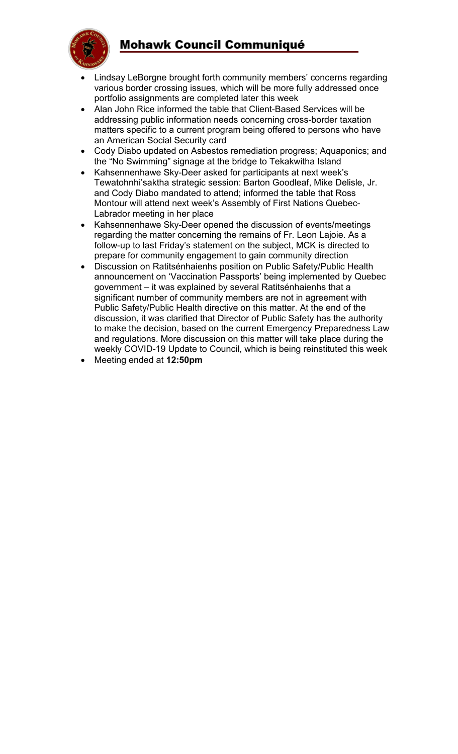- Lindsay LeBorgne brought forth community members' concerns regarding various border crossing issues, which will be more fully addressed once portfolio assignments are completed later this week
- Alan John Rice informed the table that Client-Based Services will be addressing public information needs concerning cross-border taxation matters specific to a current program being offered to persons who have an American Social Security card
- Cody Diabo updated on Asbestos remediation progress; Aquaponics; and the "No Swimming" signage at the bridge to Tekakwitha Island
- Kahsennenhawe Sky-Deer asked for participants at next week's Tewatohnhi'saktha strategic session: Barton Goodleaf, Mike Delisle, Jr. and Cody Diabo mandated to attend; informed the table that Ross Montour will attend next week's Assembly of First Nations Quebec-Labrador meeting in her place
- Kahsennenhawe Sky-Deer opened the discussion of events/meetings regarding the matter concerning the remains of Fr. Leon Lajoie. As a follow-up to last Friday's statement on the subject, MCK is directed to prepare for community engagement to gain community direction
- Discussion on Ratitsénhaienhs position on Public Safety/Public Health announcement on 'Vaccination Passports' being implemented by Quebec government – it was explained by several Ratitsénhaienhs that a significant number of community members are not in agreement with Public Safety/Public Health directive on this matter. At the end of the discussion, it was clarified that Director of Public Safety has the authority to make the decision, based on the current Emergency Preparedness Law and regulations. More discussion on this matter will take place during the weekly COVID-19 Update to Council, which is being reinstituted this week
- Meeting ended at **12:50pm**